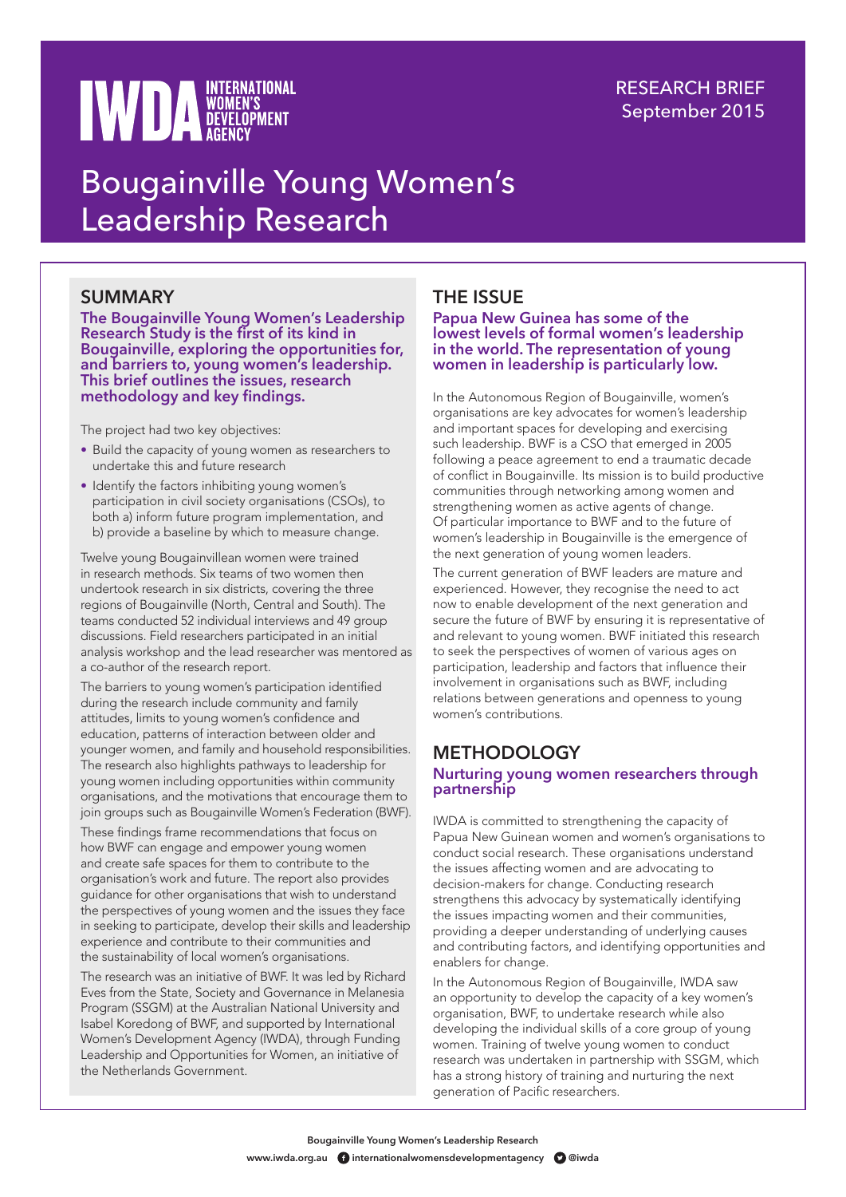RESEARCH BRIEF
September 2015

# Bougainville Young Women's Leadership Research

## SUMMARY

**The Bougainville Young Women's Leadership Research Study is the first of its kind in Bougainville, exploring the opportunities for, and barriers to, young women's leadership. This brief outlines the issues, research methodology and key findings.**

The project had two key objectives:

- Build the capacity of young women as researchers to undertake this and future research
- Identify the factors inhibiting young women's participation in civil society organisations (CSOs), to both a) inform future program implementation, and b) provide a baseline by which to measure change.

Twelve young Bougainvillean women were trained in research methods. Six teams of two women then undertook research in six districts, covering the three regions of Bougainville (North, Central and South). The teams conducted 52 individual interviews and 49 group discussions. Field researchers participated in an initial analysis workshop and the lead researcher was mentored as a co-author of the research report.

The barriers to young women's participation identified during the research include community and family attitudes, limits to young women's confidence and education, patterns of interaction between older and younger women, and family and household responsibilities. The research also highlights pathways to leadership for young women including opportunities within community organisations, and the motivations that encourage them to join groups such as Bougainville Women's Federation (BWF).

These findings frame recommendations that focus on how BWF can engage and empower young women and create safe spaces for them to contribute to the organisation's work and future. The report also provides guidance for other organisations that wish to understand the perspectives of young women and the issues they face in seeking to participate, develop their skills and leadership experience and contribute to their communities and the sustainability of local women's organisations.

The research was an initiative of BWF. It was led by Richard Eves from the State, Society and Governance in Melanesia Program (SSGM) at the Australian National University and Isabel Koredong of BWF, and supported by International Women's Development Agency (IWDA), through Funding Leadership and Opportunities for Women, an initiative of the Netherlands Government.

## THE ISSUE

**Papua New Guinea has some of the lowest levels of formal women's leadership in the world. The representation of young women in leadership is particularly low.**

In the Autonomous Region of Bougainville, women's organisations are key advocates for women's leadership and important spaces for developing and exercising such leadership. BWF is a CSO that emerged in 2005 following a peace agreement to end a traumatic decade of conflict in Bougainville. Its mission is to build productive communities through networking among women and strengthening women as active agents of change. Of particular importance to BWF and to the future of women's leadership in Bougainville is the emergence of the next generation of young women leaders.

The current generation of BWF leaders are mature and experienced. However, they recognise the need to act now to enable development of the next generation and secure the future of BWF by ensuring it is representative of and relevant to young women. BWF initiated this research to seek the perspectives of women of various ages on participation, leadership and factors that influence their involvement in organisations such as BWF, including relations between generations and openness to young women's contributions.

## METHODOLOGY

### Nurturing young women researchers through partnership

IWDA is committed to strengthening the capacity of Papua New Guinean women and women's organisations to conduct social research. These organisations understand the issues affecting women and are advocating to decision-makers for change. Conducting research strengthens this advocacy by systematically identifying the issues impacting women and their communities, providing a deeper understanding of underlying causes and contributing factors, and identifying opportunities and enablers for change.

In the Autonomous Region of Bougainville, IWDA saw an opportunity to develop the capacity of a key women's organisation, BWF, to undertake research while also developing the individual skills of a core group of young women. Training of twelve young women to conduct research was undertaken in partnership with SSGM, which has a strong history of training and nurturing the next generation of Pacific researchers.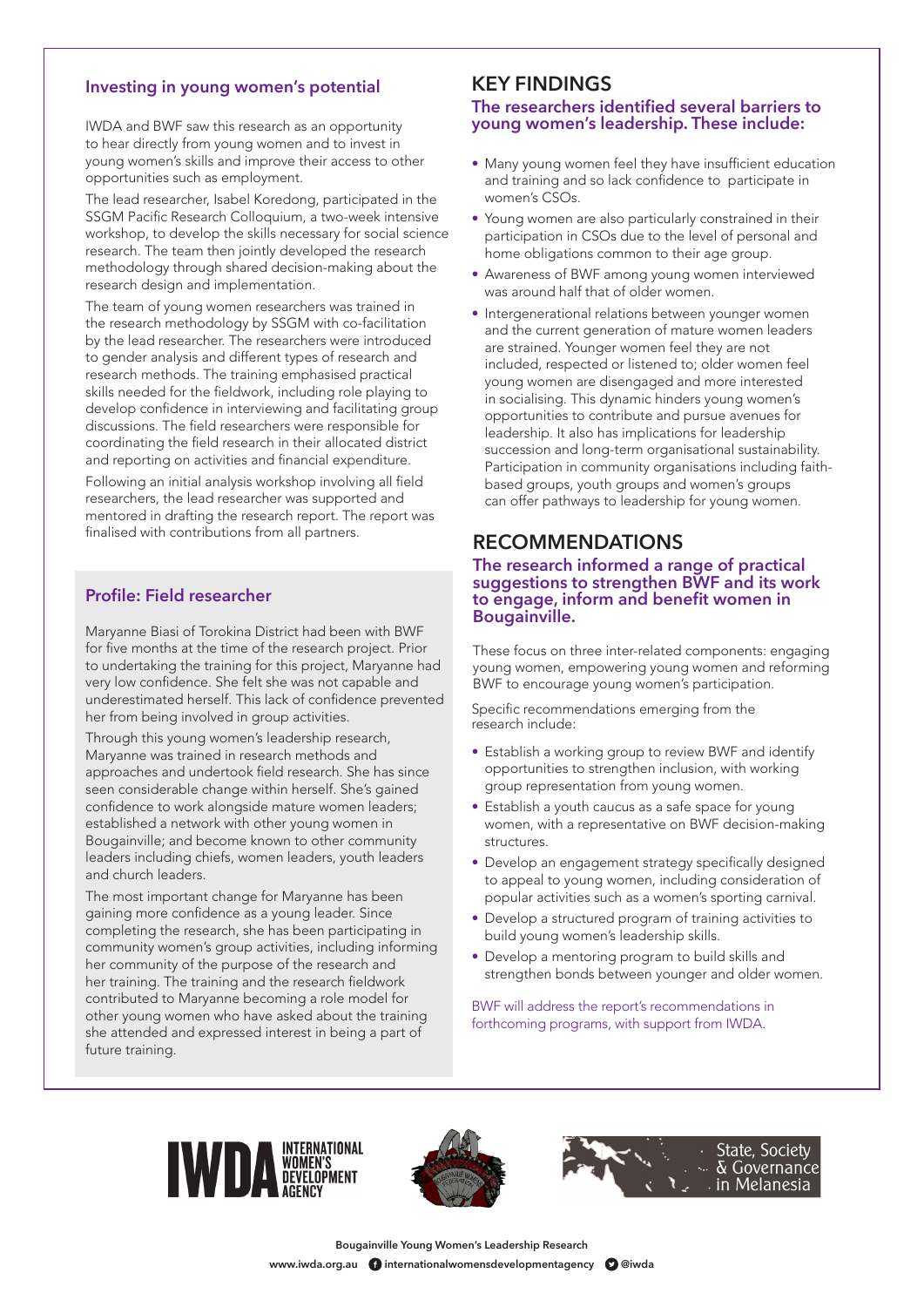## Investing in young women's potential

IWDA and BWF saw this research as an opportunity to hear directly from young women and to invest in young women's skills and improve their access to other opportunities such as employment.

The lead researcher, Isabel Koredong, participated in the SSGM Pacific Research Colloquium, a two-week intensive workshop, to develop the skills necessary for social science research. The team then jointly developed the research methodology through shared decision-making about the research design and implementation.

The team of young women researchers was trained in the research methodology by SSGM with co-facilitation by the lead researcher. The researchers were introduced to gender analysis and different types of research and research methods. The training emphasised practical skills needed for the fieldwork, including role playing to develop confidence in interviewing and facilitating group discussions. The field researchers were responsible for coordinating the field research in their allocated district and reporting on activities and financial expenditure.

Following an initial analysis workshop involving all field researchers, the lead researcher was supported and mentored in drafting the research report. The report was finalised with contributions from all partners.

### Profile: Field researcher

Maryanne Biasi of Torokina District had been with BWF for five months at the time of the research project. Prior to undertaking the training for this project, Maryanne had very low confidence. She felt she was not capable and underestimated herself. This lack of confidence prevented her from being involved in group activities.

Through this young women's leadership research, Maryanne was trained in research methods and approaches and undertook field research. She has since seen considerable change within herself. She's gained confidence to work alongside mature women leaders; established a network with other young women in Bougainville; and become known to other community leaders including chiefs, women leaders, youth leaders and church leaders.

The most important change for Maryanne has been gaining more confidence as a young leader. Since completing the research, she has been participating in community women's group activities, including informing her community of the purpose of the research and her training. The training and the research fieldwork contributed to Maryanne becoming a role model for other young women who have asked about the training she attended and expressed interest in being a part of future training.

## KEY FINDINGS

### The researchers identified several barriers to young women's leadership. These include:

- Many young women feel they have insufficient education and training and so lack confidence to participate in women's CSOs.
- Young women are also particularly constrained in their participation in CSOs due to the level of personal and home obligations common to their age group.
- Awareness of BWF among young women interviewed was around half that of older women.
- Intergenerational relations between younger women and the current generation of mature women leaders are strained. Younger women feel they are not included, respected or listened to; older women feel young women are disengaged and more interested in socialising. This dynamic hinders young women's opportunities to contribute and pursue avenues for leadership. It also has implications for leadership succession and long-term organisational sustainability. Participation in community organisations including faith-based groups, youth groups and women's groups can offer pathways to leadership for young women.

## RECOMMENDATIONS

### The research informed a range of practical suggestions to strengthen BWF and its work to engage, inform and benefit women in Bougainville.

These focus on three inter-related components: engaging young women, empowering young women and reforming BWF to encourage young women's participation.

Specific recommendations emerging from the research include:

- Establish a working group to review BWF and identify opportunities to strengthen inclusion, with working group representation from young women.
- Establish a youth caucus as a safe space for young women, with a representative on BWF decision-making structures.
- Develop an engagement strategy specifically designed to appeal to young women, including consideration of popular activities such as a women's sporting carnival.
- Develop a structured program of training activities to build young women's leadership skills.
- Develop a mentoring program to build skills and strengthen bonds between younger and older women.

BWF will address the report's recommendations in forthcoming programs, with support from IWDA.

IWDA INTERNATIONAL WOMEN'S DEVELOPMENT AGENCY

State, Society & Governance in Melanesia

Bougainville Young Women's Leadership Research

www.iwda.org.au internationalwomensdevelopmentagency @iwda